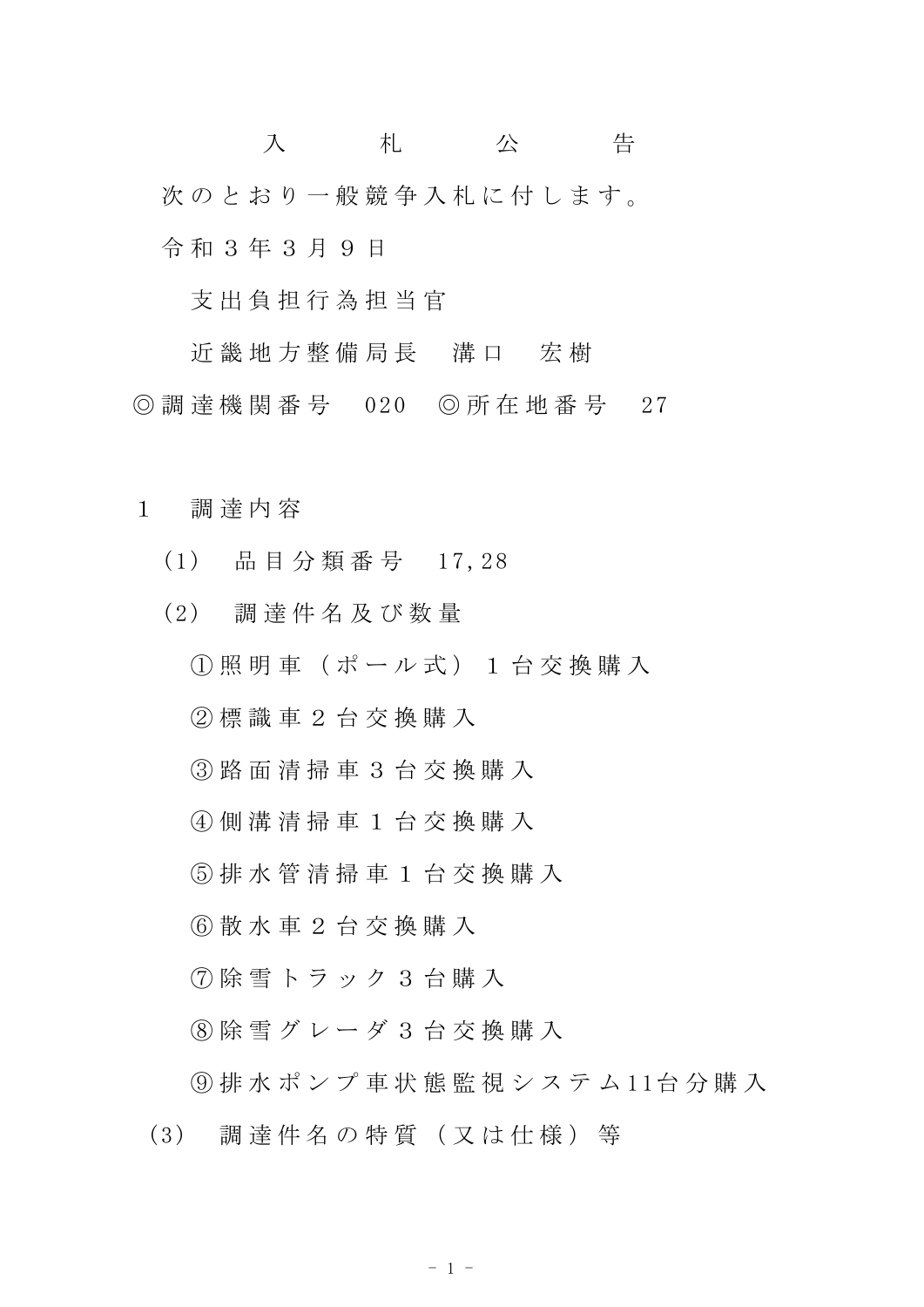# 入　札　公　告

次のとおり一般競争入札に付します。

令和３年３月９日

支出負担行為担当官

近畿地方整備局長　溝口　宏樹

◎調達機関番号　020　◎所在地番号　27

1　調達内容

（1）　品目分類番号　17,28

（2）　調達件名及び数量

①照明車（ポール式）１台交換購入

②標識車２台交換購入

③路面清掃車３台交換購入

④側溝清掃車１台交換購入

⑤排水管清掃車１台交換購入

⑥散水車２台交換購入

⑦除雪トラック３台購入

⑧除雪グレーダ３台交換購入

⑨排水ポンプ車状態監視システム11台分購入

（3）　調達件名の特質（又は仕様）等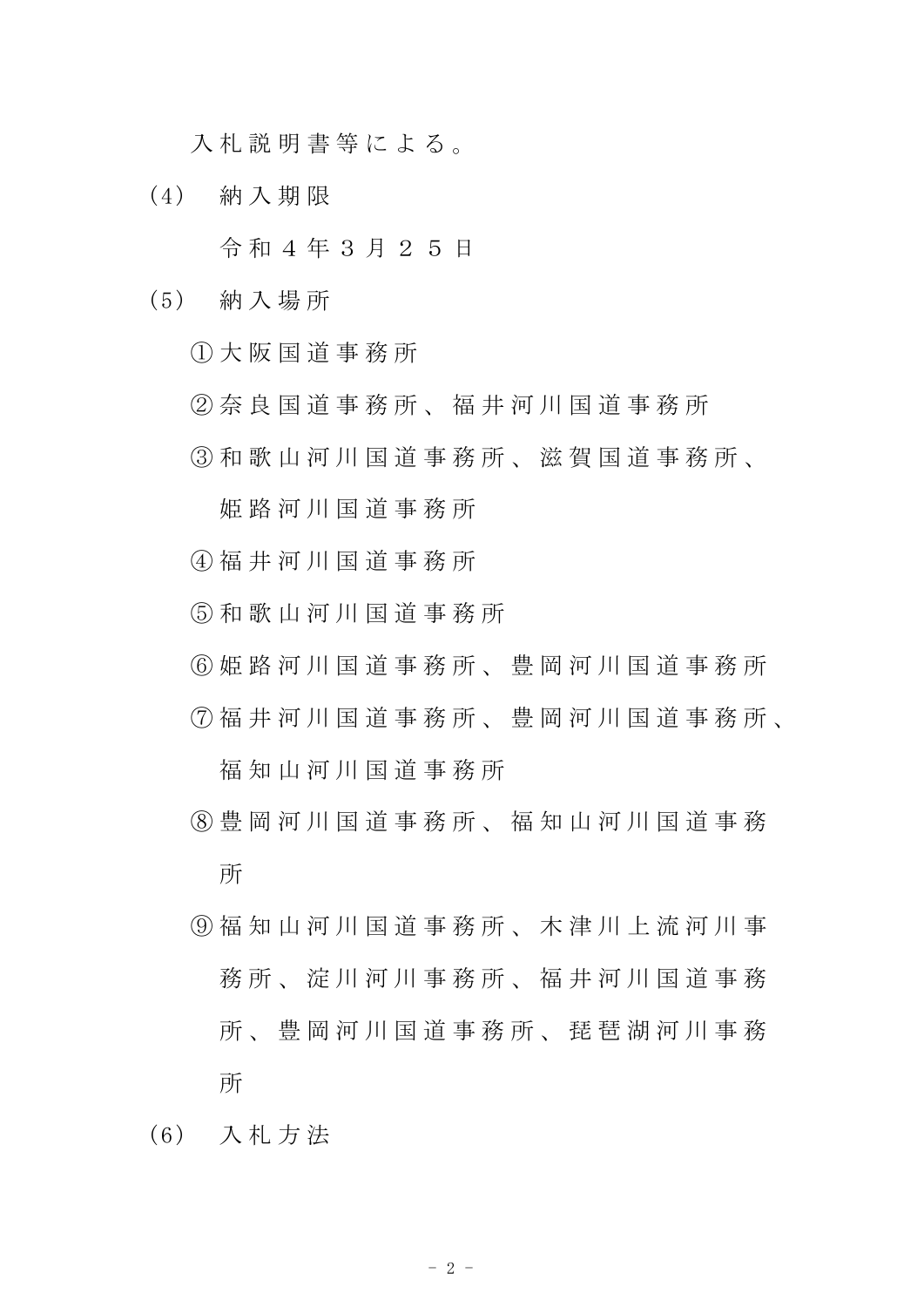入札説明書等による。

（4） 納入期限

令和４年３月２５日

（5） 納入場所

①大阪国道事務所

②奈良国道事務所、福井河川国道事務所

③和歌山河川国道事務所、滋賀国道事務所、姫路河川国道事務所

④福井河川国道事務所

⑤和歌山河川国道事務所

⑥姫路河川国道事務所、豊岡河川国道事務所

⑦福井河川国道事務所、豊岡河川国道事務所、福知山河川国道事務所

⑧豊岡河川国道事務所、福知山河川国道事務所

⑨福知山河川国道事務所、木津川上流河川事務所、淀川河川事務所、福井河川国道事務所、豊岡河川国道事務所、琵琶湖河川事務所

（6） 入札方法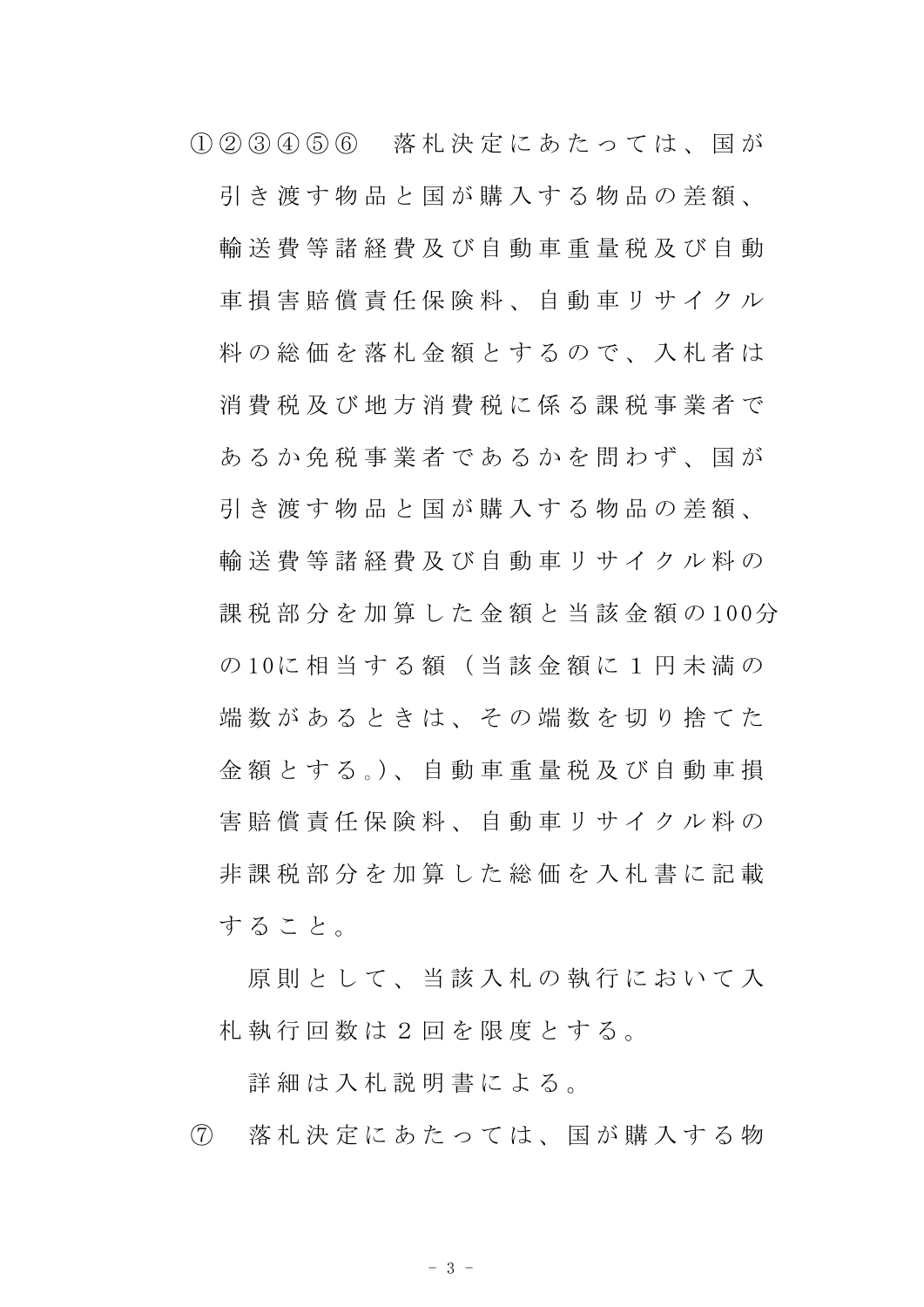①②③④⑤⑥　落札決定にあたっては、国が引き渡す物品と国が購入する物品の差額、輸送費等諸経費及び自動車重量税及び自動車損害賠償責任保険料、自動車リサイクル料の総価を落札金額とするので、入札者は消費税及び地方消費税に係る課税事業者であるか免税事業者であるかを問わず、国が引き渡す物品と国が購入する物品の差額、輸送費等諸経費及び自動車リサイクル料の課税部分を加算した金額と当該金額の100分の10に相当する額（当該金額に１円未満の端数があるときは、その端数を切り捨てた金額とする。）、自動車重量税及び自動車損害賠償責任保険料、自動車リサイクル料の非課税部分を加算した総価を入札書に記載すること。

原則として、当該入札の執行において入札執行回数は２回を限度とする。

詳細は入札説明書による。

⑦　落札決定にあたっては、国が購入する物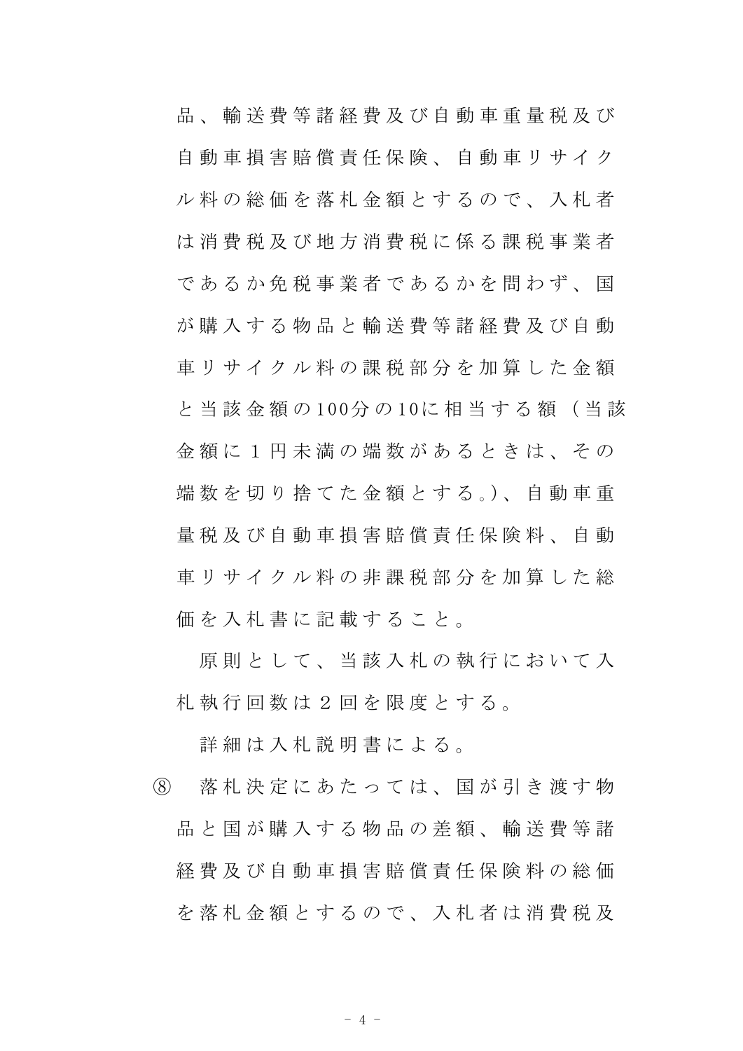品、輸送費等諸経費及び自動車重量税及び自動車損害賠償責任保険、自動車リサイクル料の総価を落札金額とするので、入札者は消費税及び地方消費税に係る課税事業者であるか免税事業者であるかを問わず、国が購入する物品と輸送費等諸経費及び自動車リサイクル料の課税部分を加算した金額と当該金額の100分の10に相当する額（当該金額に１円未満の端数があるときは、その端数を切り捨てた金額とする。）、自動車重量税及び自動車損害賠償責任保険料、自動車リサイクル料の非課税部分を加算した総価を入札書に記載すること。

原則として、当該入札の執行において入札執行回数は２回を限度とする。

詳細は入札説明書による。

⑧　落札決定にあたっては、国が引き渡す物品と国が購入する物品の差額、輸送費等諸経費及び自動車損害賠償責任保険料の総価を落札金額とするので、入札者は消費税及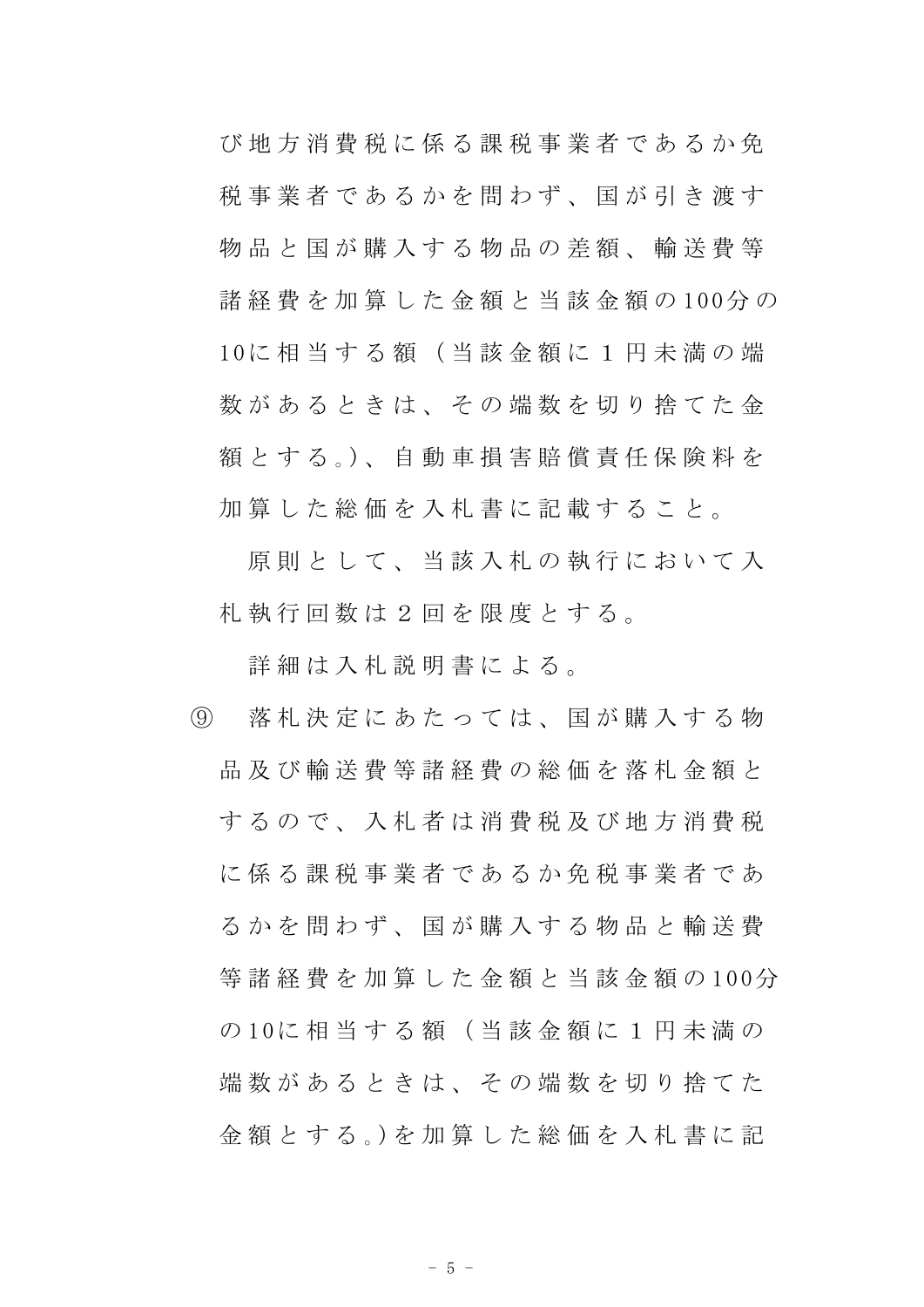び地方消費税に係る課税事業者であるか免税事業者であるかを問わず、国が引き渡す物品と国が購入する物品の差額、輸送費等諸経費を加算した金額と当該金額の100分の10に相当する額（当該金額に１円未満の端数があるときは、その端数を切り捨てた金額とする。）、自動車損害賠償責任保険料を加算した総価を入札書に記載すること。

原則として、当該入札の執行において入札執行回数は２回を限度とする。

詳細は入札説明書による。

⑨　落札決定にあたっては、国が購入する物品及び輸送費等諸経費の総価を落札金額とするので、入札者は消費税及び地方消費税に係る課税事業者であるか免税事業者であるかを問わず、国が購入する物品と輸送費等諸経費を加算した金額と当該金額の100分の10に相当する額（当該金額に１円未満の端数があるときは、その端数を切り捨てた金額とする。）を加算した総価を入札書に記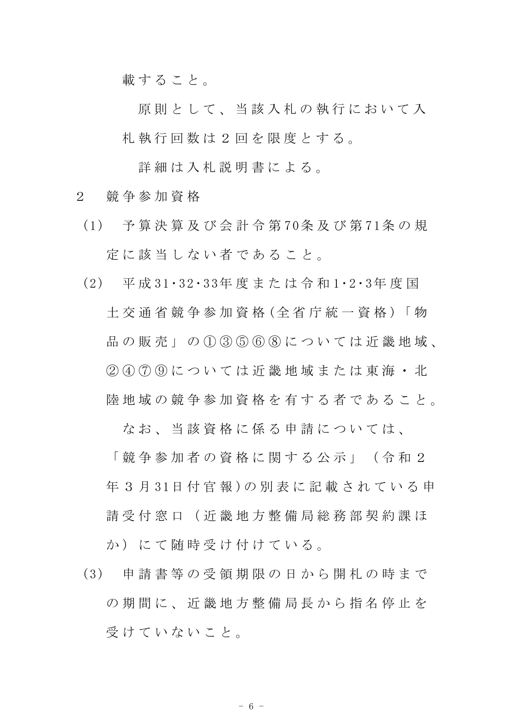載すること。

原則として、当該入札の執行において入札執行回数は２回を限度とする。

詳細は入札説明書による。

２　競争参加資格

(1)　予算決算及び会計令第70条及び第71条の規定に該当しない者であること。

(2)　平成31･32･33年度または令和1･2･3年度国土交通省競争参加資格(全省庁統一資格)「物品の販売」の①③⑤⑥⑧については近畿地域、②④⑦⑨については近畿地域または東海・北陸地域の競争参加資格を有する者であること。

なお、当該資格に係る申請については、「競争参加者の資格に関する公示」（令和２年３月31日付官報)の別表に記載されている申請受付窓口（近畿地方整備局総務部契約課ほか）にて随時受け付けている。

(3)　申請書等の受領期限の日から開札の時までの期間に、近畿地方整備局長から指名停止を受けていないこと。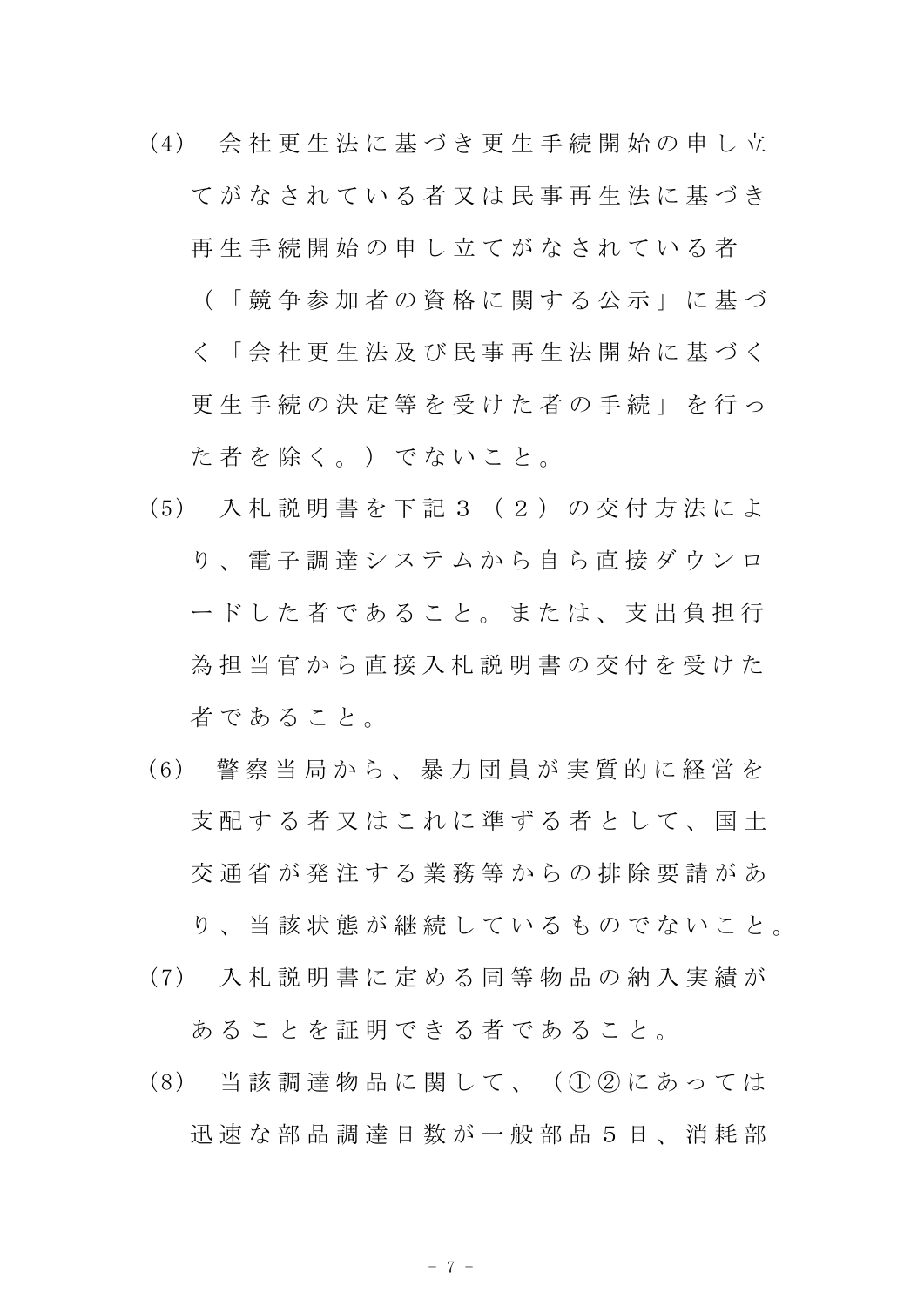(4) 会社更生法に基づき更生手続開始の申し立てがなされている者又は民事再生法に基づき再生手続開始の申し立てがなされている者（「競争参加者の資格に関する公示」に基づく「会社更生法及び民事再生法開始に基づく更生手続の決定等を受けた者の手続」を行った者を除く。）でないこと。

(5) 入札説明書を下記３（２）の交付方法により、電子調達システムから自ら直接ダウンロードした者であること。または、支出負担行為担当官から直接入札説明書の交付を受けた者であること。

(6) 警察当局から、暴力団員が実質的に経営を支配する者又はこれに準ずる者として、国土交通省が発注する業務等からの排除要請があり、当該状態が継続しているものでないこと。

(7) 入札説明書に定める同等物品の納入実績があることを証明できる者であること。

(8) 当該調達物品に関して、（①②にあっては迅速な部品調達日数が一般部品５日、消耗部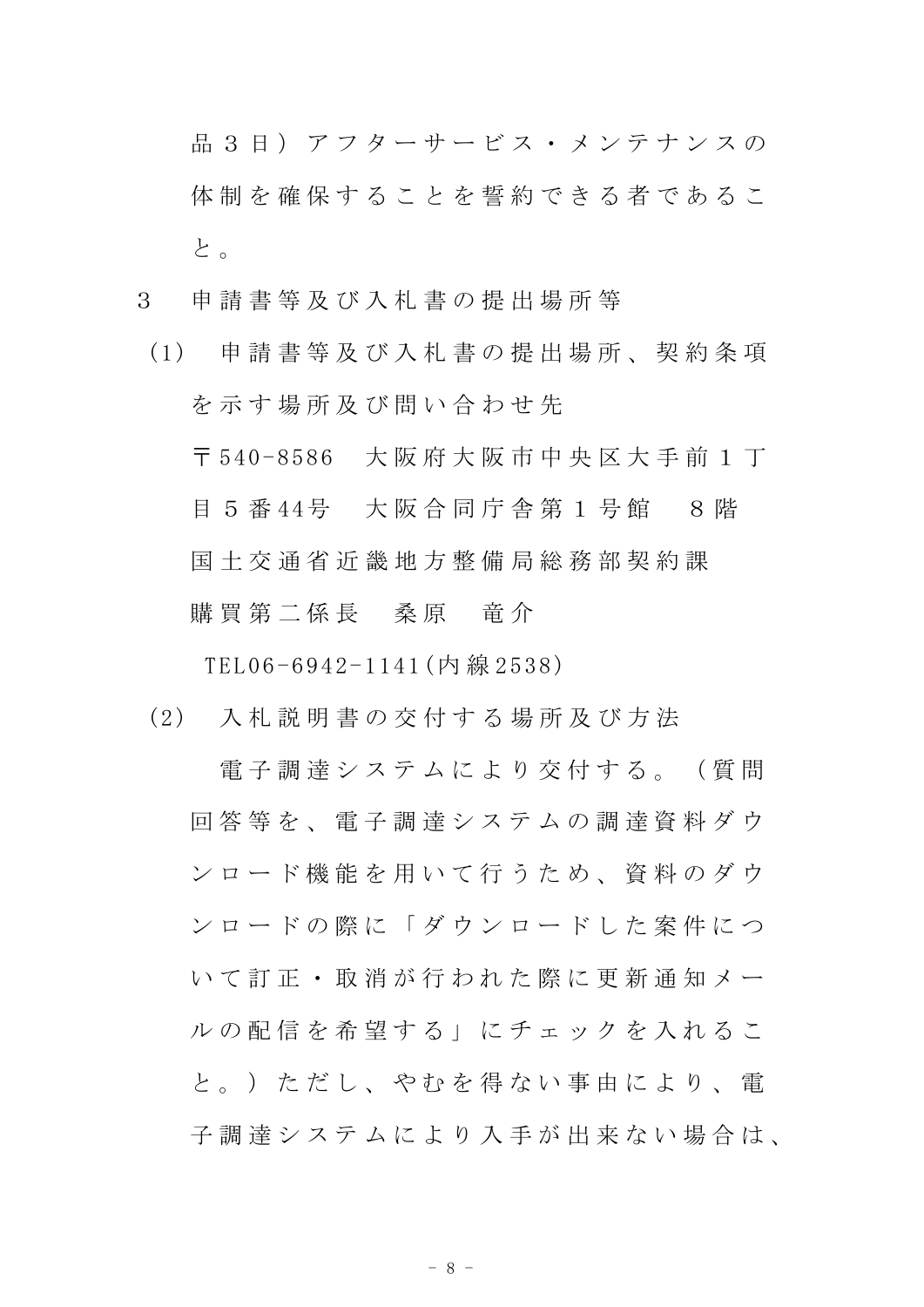品３日）アフターサービス・メンテナンスの体制を確保することを誓約できる者であること。

３　申請書等及び入札書の提出場所等

(1)　申請書等及び入札書の提出場所、契約条項を示す場所及び問い合わせ先

〒540-8586　大阪府大阪市中央区大手前１丁目５番44号　大阪合同庁舎第１号館　８階

国土交通省近畿地方整備局総務部契約課

購買第二係長　桑原　竜介

TEL06-6942-1141(内線2538)

(2)　入札説明書の交付する場所及び方法

電子調達システムにより交付する。（質問回答等を、電子調達システムの調達資料ダウンロード機能を用いて行うため、資料のダウンロードの際に「ダウンロードした案件について訂正・取消が行われた際に更新通知メールの配信を希望する」にチェックを入れること。）ただし、やむを得ない事由により、電子調達システムにより入手が出来ない場合は、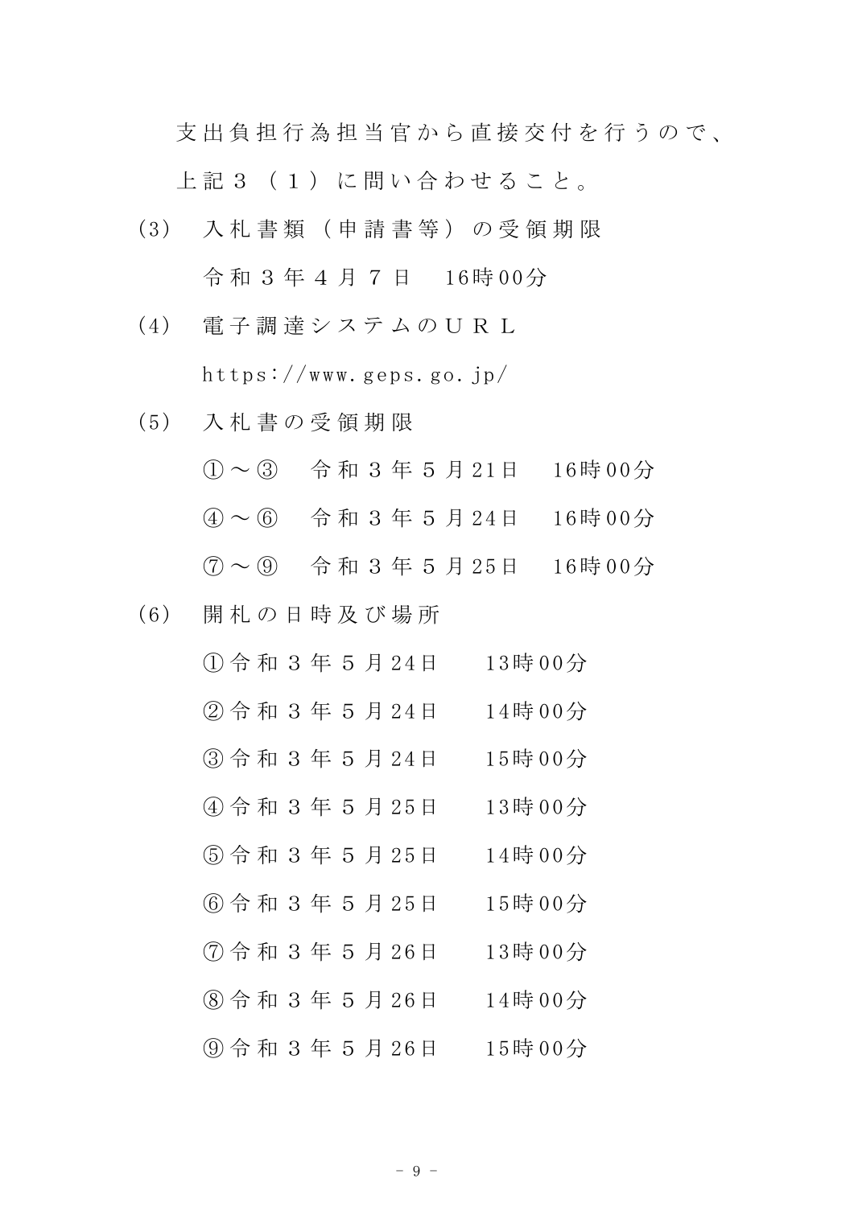支出負担行為担当官から直接交付を行うので、上記３（１）に問い合わせること。

(3) 入札書類（申請書等）の受領期限

令和３年４月７日　16時00分

(4) 電子調達システムのＵＲＬ

https://www.geps.go.jp/

(5) 入札書の受領期限

①～③　令和３年５月21日　16時00分

④～⑥　令和３年５月24日　16時00分

⑦～⑨　令和３年５月25日　16時00分

(6) 開札の日時及び場所

①令和３年５月24日　13時00分

②令和３年５月24日　14時00分

③令和３年５月24日　15時00分

④令和３年５月25日　13時00分

⑤令和３年５月25日　14時00分

⑥令和３年５月25日　15時00分

⑦令和３年５月26日　13時00分

⑧令和３年５月26日　14時00分

⑨令和３年５月26日　15時00分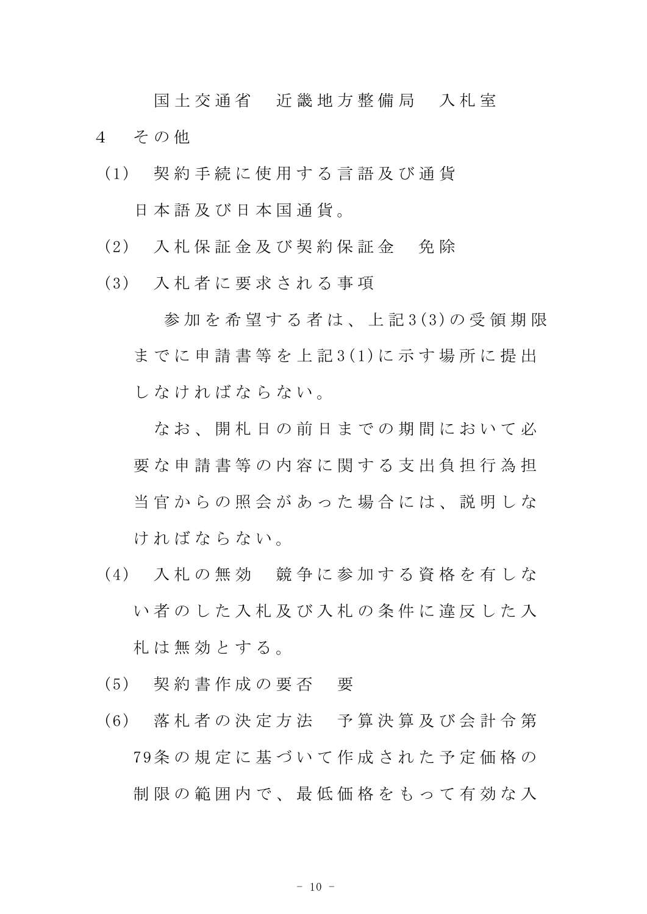国土交通省　近畿地方整備局　入札室

4　その他

(1)　契約手続に使用する言語及び通貨

日本語及び日本国通貨。

(2)　入札保証金及び契約保証金　免除

(3)　入札者に要求される事項

参加を希望する者は、上記3(3)の受領期限までに申請書等を上記3(1)に示す場所に提出しなければならない。

なお、開札日の前日までの期間において必要な申請書等の内容に関する支出負担行為担当官からの照会があった場合には、説明しなければならない。

(4)　入札の無効　競争に参加する資格を有しない者のした入札及び入札の条件に違反した入札は無効とする。

(5)　契約書作成の要否　要

(6)　落札者の決定方法　予算決算及び会計令第79条の規定に基づいて作成された予定価格の制限の範囲内で、最低価格をもって有効な入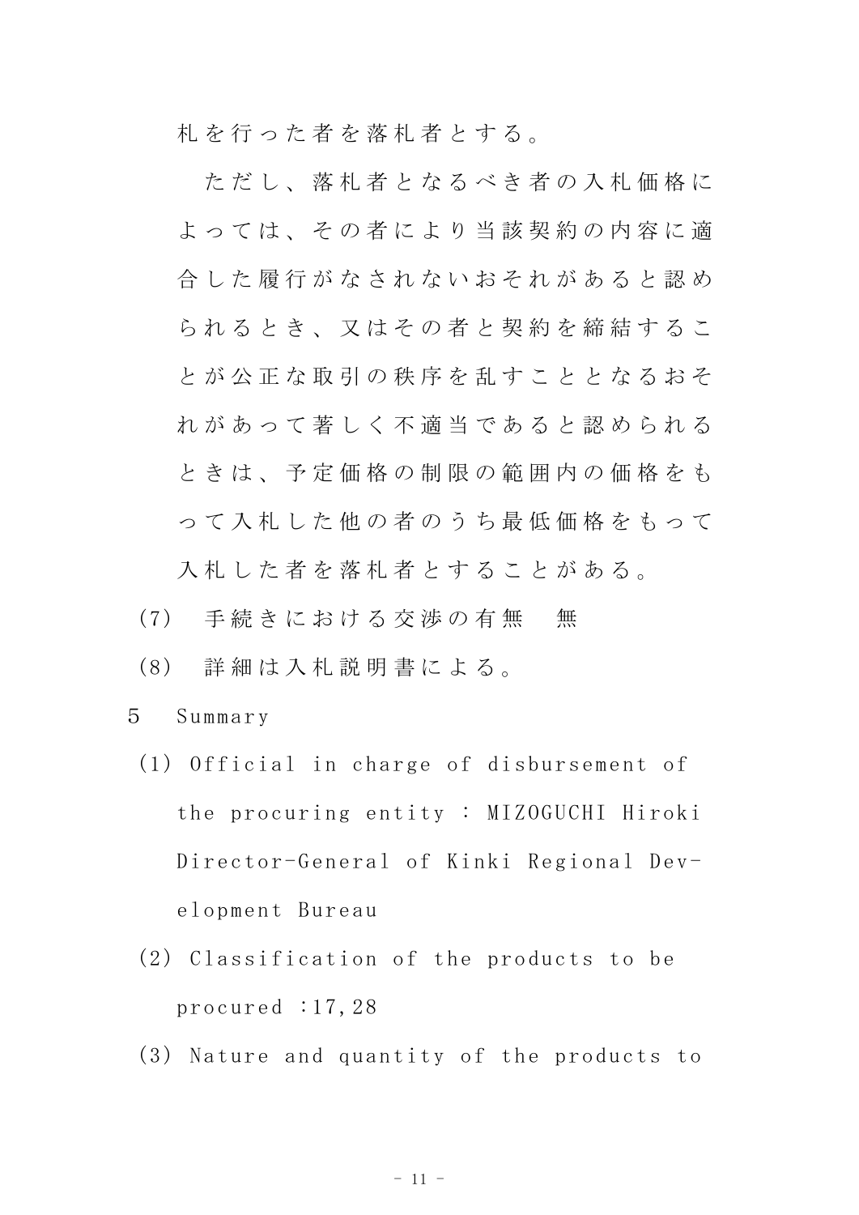札を行った者を落札者とする。

ただし、落札者となるべき者の入札価格によっては、その者により当該契約の内容に適合した履行がなされないおそれがあると認められるとき、又はその者と契約を締結することが公正な取引の秩序を乱すこととなるおそれがあって著しく不適当であると認められるときは、予定価格の制限の範囲内の価格をもって入札した他の者のうち最低価格をもって入札した者を落札者とすることがある。

(7)　手続きにおける交渉の有無　無

(8)　詳細は入札説明書による。

5　Summary

(1) Official in charge of disbursement of the procuring entity : MIZOGUCHI Hiroki Director-General of Kinki Regional Development Bureau

(2) Classification of the products to be procured :17,28

(3) Nature and quantity of the products to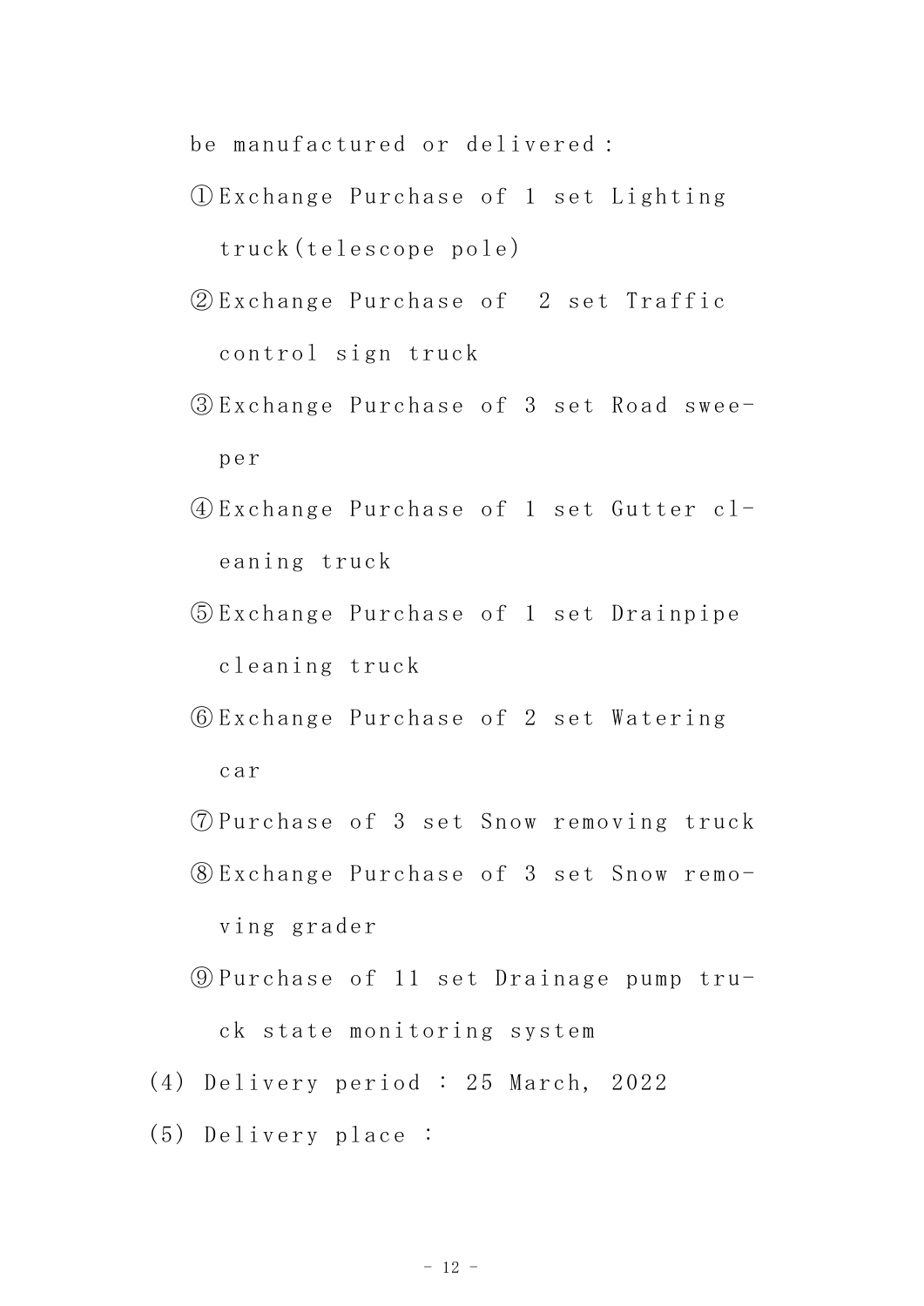be manufactured or delivered :

①Exchange Purchase of 1 set Lighting truck(telescope pole)

②Exchange Purchase of  2 set Traffic control sign truck

③Exchange Purchase of 3 set Road swee-per

④Exchange Purchase of 1 set Gutter cl-eaning truck

⑤Exchange Purchase of 1 set Drainpipe cleaning truck

⑥Exchange Purchase of 2 set Watering car

⑦Purchase of 3 set Snow removing truck

⑧Exchange Purchase of 3 set Snow remo-ving grader

⑨Purchase of 11 set Drainage pump tru-ck state monitoring system

(4) Delivery period : 25 March, 2022

(5) Delivery place :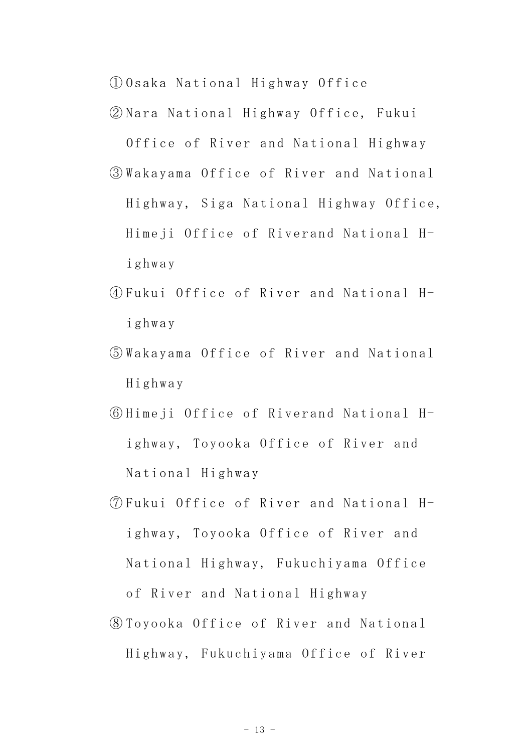①Osaka National Highway Office

②Nara National Highway Office, Fukui Office of River and National Highway

③Wakayama Office of River and National Highway, Siga National Highway Office, Himeji Office of Riverand National H-ighway

④Fukui Office of River and National H-ighway

⑤Wakayama Office of River and National Highway

⑥Himeji Office of Riverand National H-ighway, Toyooka Office of River and National Highway

⑦Fukui Office of River and National H-ighway, Toyooka Office of River and National Highway, Fukuchiyama Office of River and National Highway

⑧Toyooka Office of River and National Highway, Fukuchiyama Office of River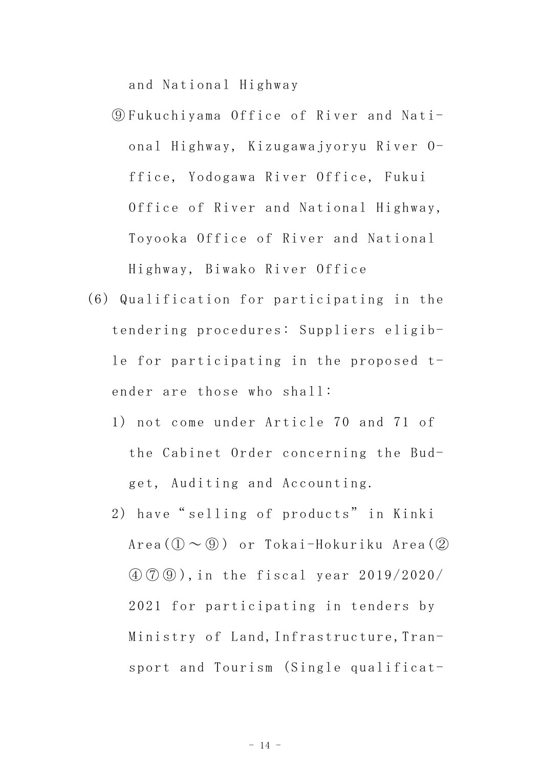and National Highway

⑨Fukuchiyama Office of River and National Highway, Kizugawajyoryu River Office, Yodogawa River Office, Fukui Office of River and National Highway, Toyooka Office of River and National Highway, Biwako River Office

(6) Qualification for participating in the tendering procedures: Suppliers eligible for participating in the proposed tender are those who shall:

1) not come under Article 70 and 71 of the Cabinet Order concerning the Budget, Auditing and Accounting.

2) have "selling of products" in Kinki Area(①～⑨) or Tokai-Hokuriku Area(②④⑦⑨),in the fiscal year 2019/2020/2021 for participating in tenders by Ministry of Land,Infrastructure,Transport and Tourism (Single qualificat-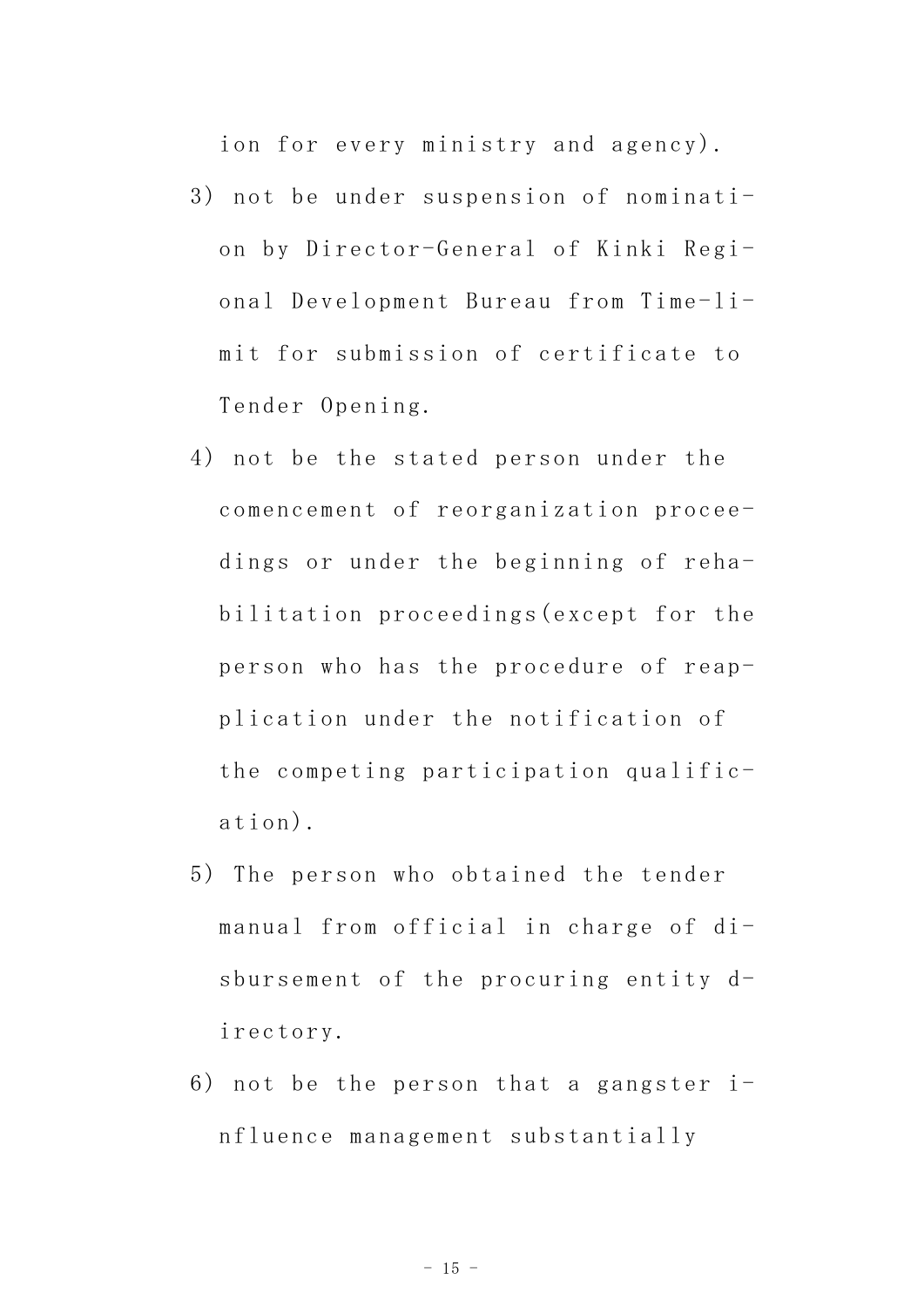ion for every ministry and agency).

3) not be under suspension of nomination by Director-General of Kinki Regional Development Bureau from Time-limit for submission of certificate to Tender Opening.

4) not be the stated person under the comencement of reorganization proceedings or under the beginning of rehabilitation proceedings(except for the person who has the procedure of reapplication under the notification of the competing participation qualification).

5) The person who obtained the tender manual from official in charge of disbursement of the procuring entity directory.

6) not be the person that a gangster influence management substantially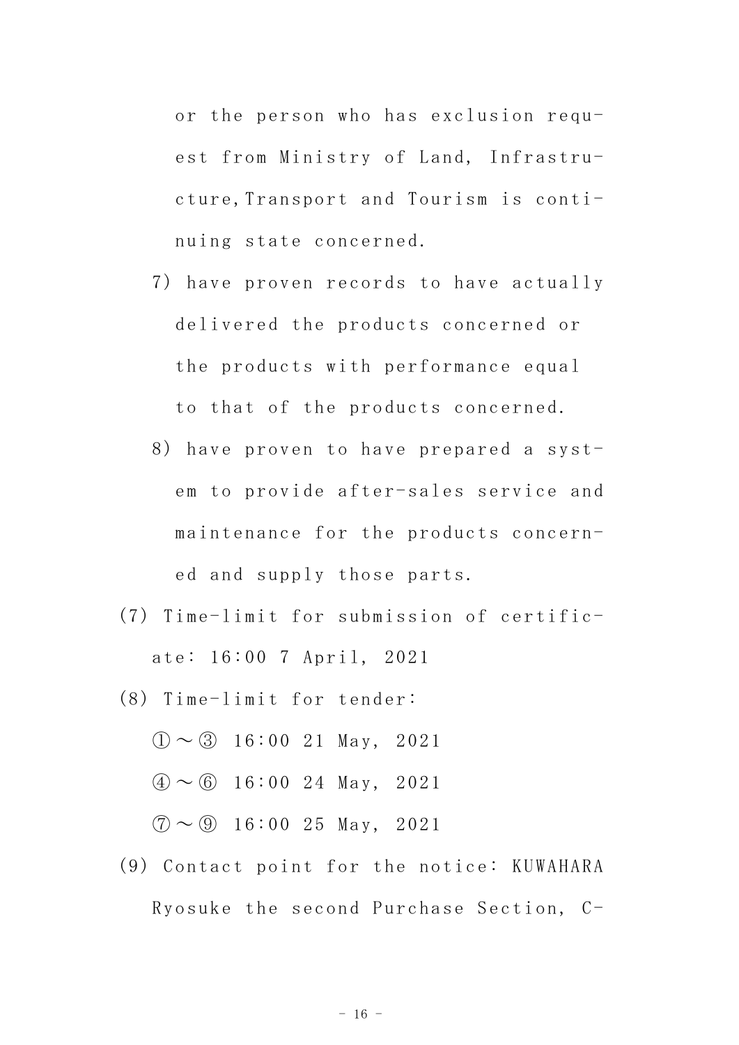or the person who has exclusion request from Ministry of Land, Infrastructure, Transport and Tourism is continuing state concerned.

7) have proven records to have actually delivered the products concerned or the products with performance equal to that of the products concerned.

8) have proven to have prepared a system to provide after-sales service and maintenance for the products concerned and supply those parts.

(7) Time-limit for submission of certificate: 16:00 7 April, 2021

(8) Time-limit for tender:

①～③ 16:00 21 May, 2021

④～⑥ 16:00 24 May, 2021

⑦～⑨ 16:00 25 May, 2021

(9) Contact point for the notice: KUWAHARA Ryosuke the second Purchase Section, C-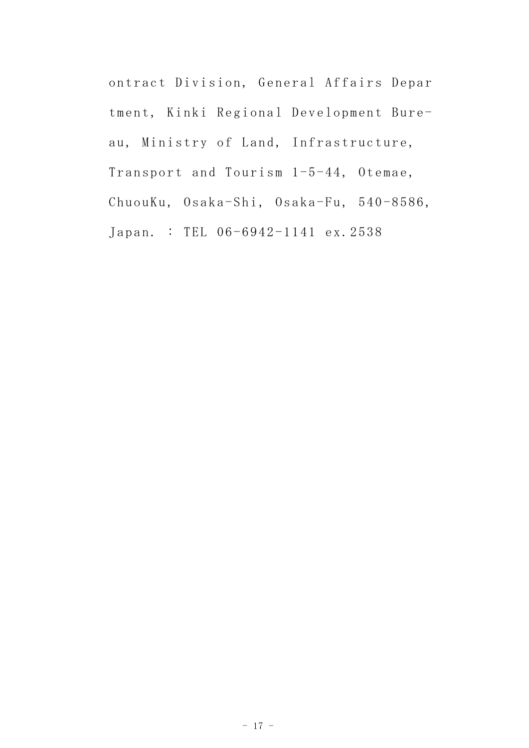ontract Division, General Affairs Department, Kinki Regional Development Bureau, Ministry of Land, Infrastructure, Transport and Tourism 1-5-44, Otemae, ChuouKu, Osaka-Shi, Osaka-Fu, 540-8586, Japan. : TEL 06-6942-1141 ex.2538